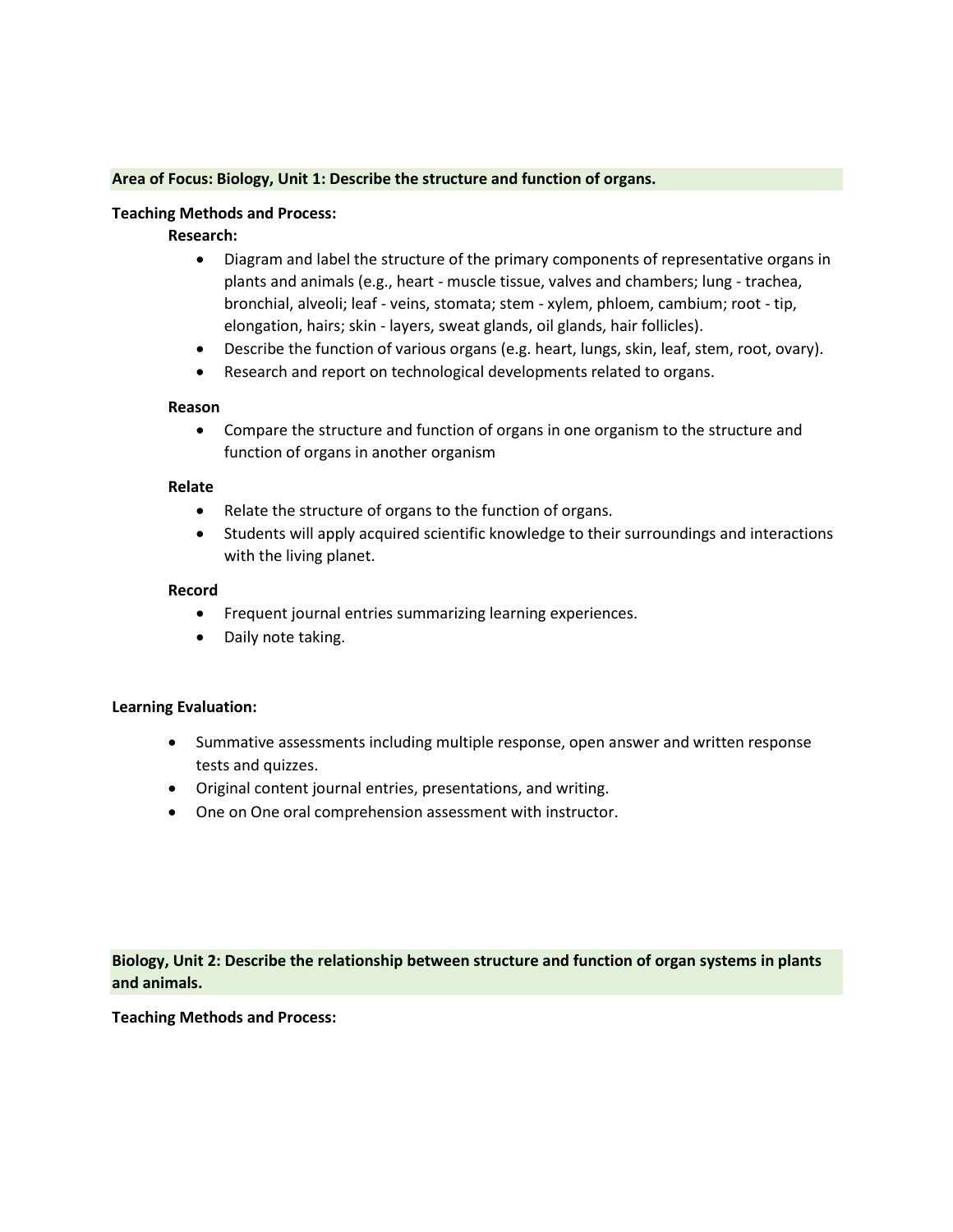## Area of Focus: Biology, Unit 1: Describe the structure and function of organs.

**Teaching Methods and Process:**

**Research:**

- Diagram and label the structure of the primary components of representative organs in plants and animals (e.g., heart - muscle tissue, valves and chambers; lung - trachea, bronchial, alveoli; leaf - veins, stomata; stem - xylem, phloem, cambium; root - tip, elongation, hairs; skin - layers, sweat glands, oil glands, hair follicles).
- Describe the function of various organs (e.g. heart, lungs, skin, leaf, stem, root, ovary).
- Research and report on technological developments related to organs.

**Reason**

- Compare the structure and function of organs in one organism to the structure and function of organs in another organism

**Relate**

- Relate the structure of organs to the function of organs.
- Students will apply acquired scientific knowledge to their surroundings and interactions with the living planet.

**Record**

- Frequent journal entries summarizing learning experiences.
- Daily note taking.

**Learning Evaluation:**

- Summative assessments including multiple response, open answer and written response tests and quizzes.
- Original content journal entries, presentations, and writing.
- One on One oral comprehension assessment with instructor.

## Biology, Unit 2: Describe the relationship between structure and function of organ systems in plants and animals.

**Teaching Methods and Process:**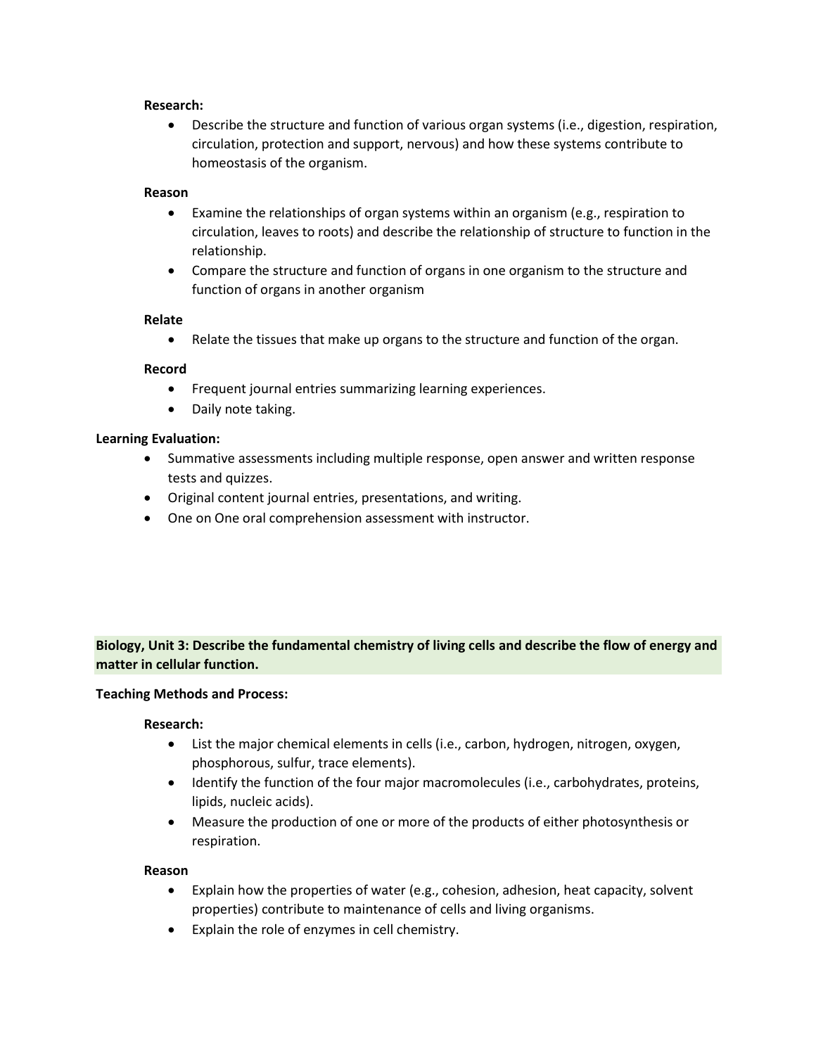**Research:**

- Describe the structure and function of various organ systems (i.e., digestion, respiration, circulation, protection and support, nervous) and how these systems contribute to homeostasis of the organism.

**Reason**

- Examine the relationships of organ systems within an organism (e.g., respiration to circulation, leaves to roots) and describe the relationship of structure to function in the relationship.
- Compare the structure and function of organs in one organism to the structure and function of organs in another organism

**Relate**

- Relate the tissues that make up organs to the structure and function of the organ.

**Record**

- Frequent journal entries summarizing learning experiences.
- Daily note taking.

**Learning Evaluation:**

- Summative assessments including multiple response, open answer and written response tests and quizzes.
- Original content journal entries, presentations, and writing.
- One on One oral comprehension assessment with instructor.

**Biology, Unit 3: Describe the fundamental chemistry of living cells and describe the flow of energy and matter in cellular function.**

**Teaching Methods and Process:**

**Research:**

- List the major chemical elements in cells (i.e., carbon, hydrogen, nitrogen, oxygen, phosphorous, sulfur, trace elements).
- Identify the function of the four major macromolecules (i.e., carbohydrates, proteins, lipids, nucleic acids).
- Measure the production of one or more of the products of either photosynthesis or respiration.

**Reason**

- Explain how the properties of water (e.g., cohesion, adhesion, heat capacity, solvent properties) contribute to maintenance of cells and living organisms.
- Explain the role of enzymes in cell chemistry.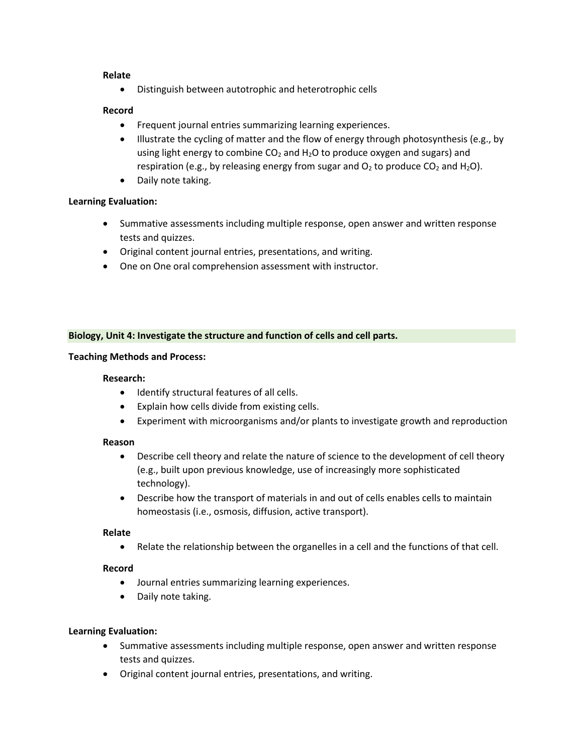**Relate**

- Distinguish between autotrophic and heterotrophic cells

**Record**

- Frequent journal entries summarizing learning experiences.
- Illustrate the cycling of matter and the flow of energy through photosynthesis (e.g., by using light energy to combine $CO_2$ and $H_2O$ to produce oxygen and sugars) and respiration (e.g., by releasing energy from sugar and $O_2$ to produce $CO_2$ and $H_2O$).
- Daily note taking.

**Learning Evaluation:**

- Summative assessments including multiple response, open answer and written response tests and quizzes.
- Original content journal entries, presentations, and writing.
- One on One oral comprehension assessment with instructor.

**Biology, Unit 4: Investigate the structure and function of cells and cell parts.**

**Teaching Methods and Process:**

**Research:**

- Identify structural features of all cells.
- Explain how cells divide from existing cells.
- Experiment with microorganisms and/or plants to investigate growth and reproduction

**Reason**

- Describe cell theory and relate the nature of science to the development of cell theory (e.g., built upon previous knowledge, use of increasingly more sophisticated technology).
- Describe how the transport of materials in and out of cells enables cells to maintain homeostasis (i.e., osmosis, diffusion, active transport).

**Relate**

- Relate the relationship between the organelles in a cell and the functions of that cell.

**Record**

- Journal entries summarizing learning experiences.
- Daily note taking.

**Learning Evaluation:**

- Summative assessments including multiple response, open answer and written response tests and quizzes.
- Original content journal entries, presentations, and writing.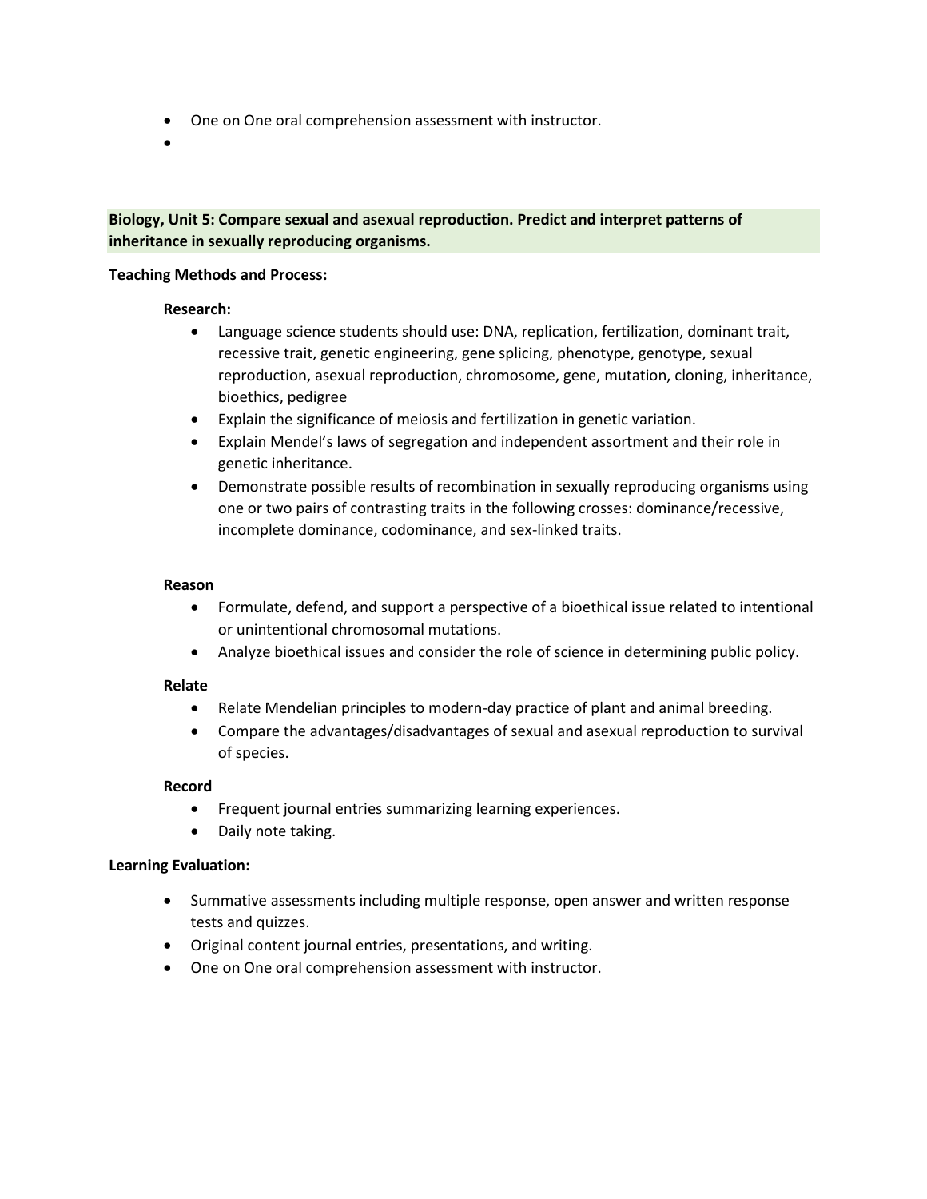- One on One oral comprehension assessment with instructor.
- 

**Biology, Unit 5: Compare sexual and asexual reproduction. Predict and interpret patterns of inheritance in sexually reproducing organisms.**

**Teaching Methods and Process:**

**Research:**

- Language science students should use: DNA, replication, fertilization, dominant trait, recessive trait, genetic engineering, gene splicing, phenotype, genotype, sexual reproduction, asexual reproduction, chromosome, gene, mutation, cloning, inheritance, bioethics, pedigree
- Explain the significance of meiosis and fertilization in genetic variation.
- Explain Mendel's laws of segregation and independent assortment and their role in genetic inheritance.
- Demonstrate possible results of recombination in sexually reproducing organisms using one or two pairs of contrasting traits in the following crosses: dominance/recessive, incomplete dominance, codominance, and sex-linked traits.

**Reason**

- Formulate, defend, and support a perspective of a bioethical issue related to intentional or unintentional chromosomal mutations.
- Analyze bioethical issues and consider the role of science in determining public policy.

**Relate**

- Relate Mendelian principles to modern-day practice of plant and animal breeding.
- Compare the advantages/disadvantages of sexual and asexual reproduction to survival of species.

**Record**

- Frequent journal entries summarizing learning experiences.
- Daily note taking.

**Learning Evaluation:**

- Summative assessments including multiple response, open answer and written response tests and quizzes.
- Original content journal entries, presentations, and writing.
- One on One oral comprehension assessment with instructor.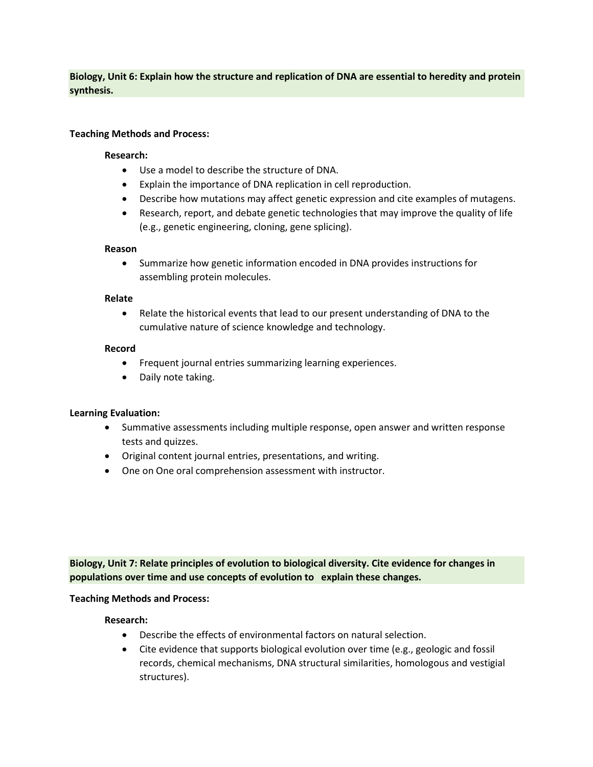**Biology, Unit 6: Explain how the structure and replication of DNA are essential to heredity and protein synthesis.**

**Teaching Methods and Process:**

**Research:**

- Use a model to describe the structure of DNA.
- Explain the importance of DNA replication in cell reproduction.
- Describe how mutations may affect genetic expression and cite examples of mutagens.
- Research, report, and debate genetic technologies that may improve the quality of life (e.g., genetic engineering, cloning, gene splicing).

**Reason**

- Summarize how genetic information encoded in DNA provides instructions for assembling protein molecules.

**Relate**

- Relate the historical events that lead to our present understanding of DNA to the cumulative nature of science knowledge and technology.

**Record**

- Frequent journal entries summarizing learning experiences.
- Daily note taking.

**Learning Evaluation:**

- Summative assessments including multiple response, open answer and written response tests and quizzes.
- Original content journal entries, presentations, and writing.
- One on One oral comprehension assessment with instructor.

**Biology, Unit 7: Relate principles of evolution to biological diversity. Cite evidence for changes in populations over time and use concepts of evolution to explain these changes.**

**Teaching Methods and Process:**

**Research:**

- Describe the effects of environmental factors on natural selection.
- Cite evidence that supports biological evolution over time (e.g., geologic and fossil records, chemical mechanisms, DNA structural similarities, homologous and vestigial structures).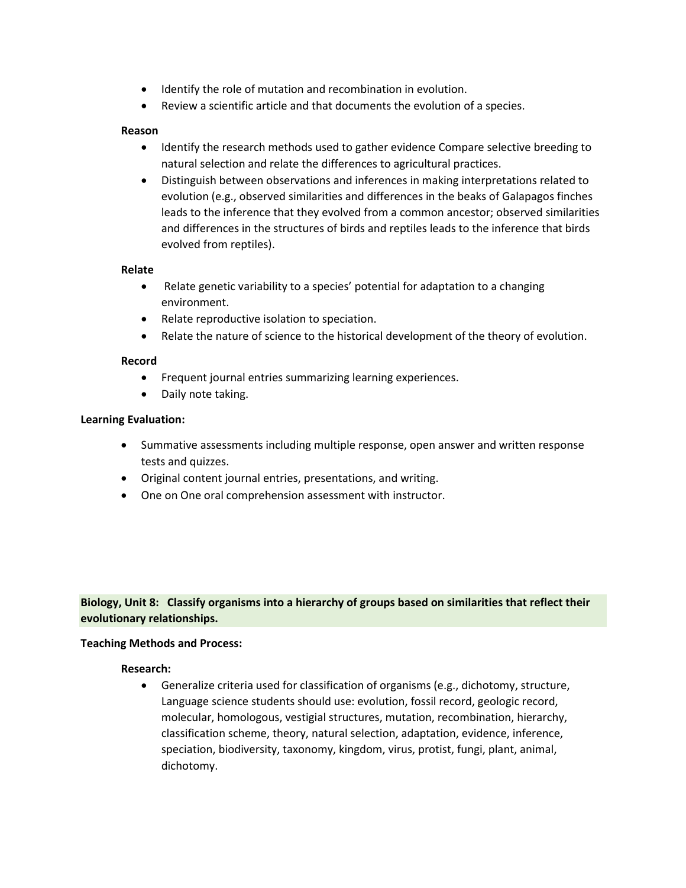- Identify the role of mutation and recombination in evolution.
- Review a scientific article and that documents the evolution of a species.

**Reason**

- Identify the research methods used to gather evidence Compare selective breeding to natural selection and relate the differences to agricultural practices.
- Distinguish between observations and inferences in making interpretations related to evolution (e.g., observed similarities and differences in the beaks of Galapagos finches leads to the inference that they evolved from a common ancestor; observed similarities and differences in the structures of birds and reptiles leads to the inference that birds evolved from reptiles).

**Relate**

- Relate genetic variability to a species' potential for adaptation to a changing environment.
- Relate reproductive isolation to speciation.
- Relate the nature of science to the historical development of the theory of evolution.

**Record**

- Frequent journal entries summarizing learning experiences.
- Daily note taking.

**Learning Evaluation:**

- Summative assessments including multiple response, open answer and written response tests and quizzes.
- Original content journal entries, presentations, and writing.
- One on One oral comprehension assessment with instructor.

## Biology, Unit 8: Classify organisms into a hierarchy of groups based on similarities that reflect their evolutionary relationships.

**Teaching Methods and Process:**

**Research:**

- Generalize criteria used for classification of organisms (e.g., dichotomy, structure, Language science students should use: evolution, fossil record, geologic record, molecular, homologous, vestigial structures, mutation, recombination, hierarchy, classification scheme, theory, natural selection, adaptation, evidence, inference, speciation, biodiversity, taxonomy, kingdom, virus, protist, fungi, plant, animal, dichotomy.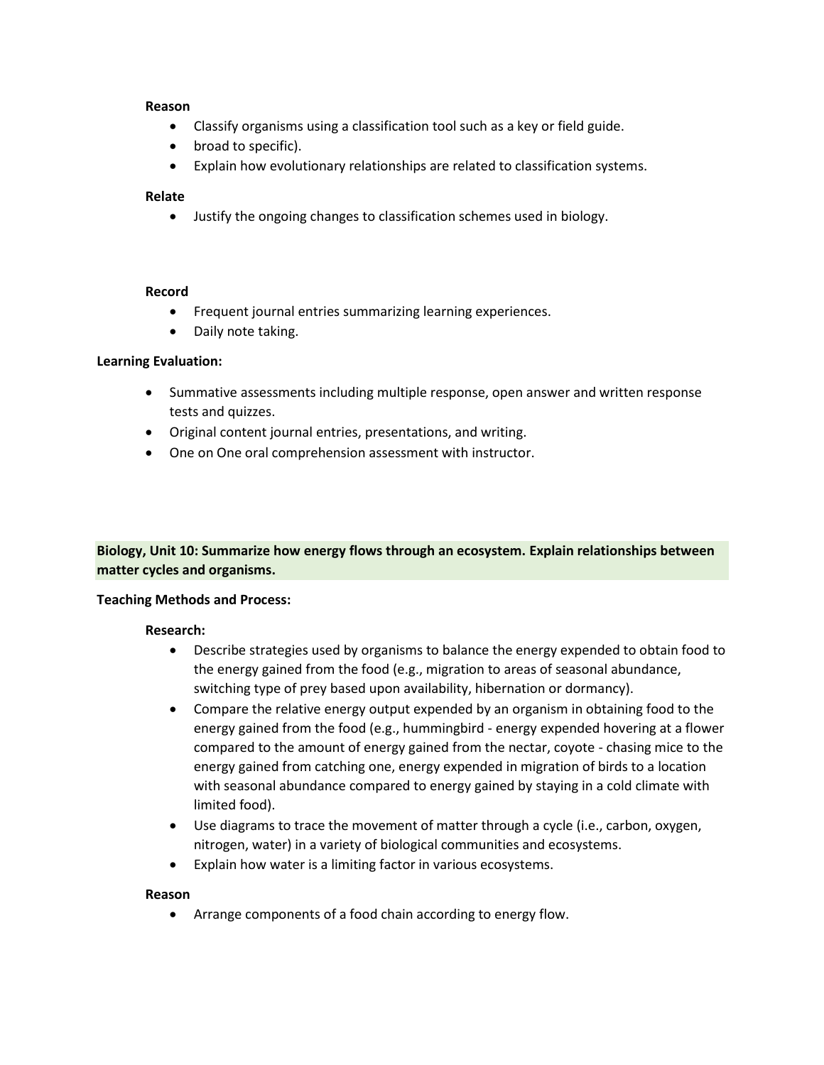**Reason**

- Classify organisms using a classification tool such as a key or field guide.
- broad to specific).
- Explain how evolutionary relationships are related to classification systems.

**Relate**

- Justify the ongoing changes to classification schemes used in biology.

**Record**

- Frequent journal entries summarizing learning experiences.
- Daily note taking.

**Learning Evaluation:**

- Summative assessments including multiple response, open answer and written response tests and quizzes.
- Original content journal entries, presentations, and writing.
- One on One oral comprehension assessment with instructor.

**Biology, Unit 10: Summarize how energy flows through an ecosystem. Explain relationships between matter cycles and organisms.**

**Teaching Methods and Process:**

**Research:**

- Describe strategies used by organisms to balance the energy expended to obtain food to the energy gained from the food (e.g., migration to areas of seasonal abundance, switching type of prey based upon availability, hibernation or dormancy).
- Compare the relative energy output expended by an organism in obtaining food to the energy gained from the food (e.g., hummingbird - energy expended hovering at a flower compared to the amount of energy gained from the nectar, coyote - chasing mice to the energy gained from catching one, energy expended in migration of birds to a location with seasonal abundance compared to energy gained by staying in a cold climate with limited food).
- Use diagrams to trace the movement of matter through a cycle (i.e., carbon, oxygen, nitrogen, water) in a variety of biological communities and ecosystems.
- Explain how water is a limiting factor in various ecosystems.

**Reason**

- Arrange components of a food chain according to energy flow.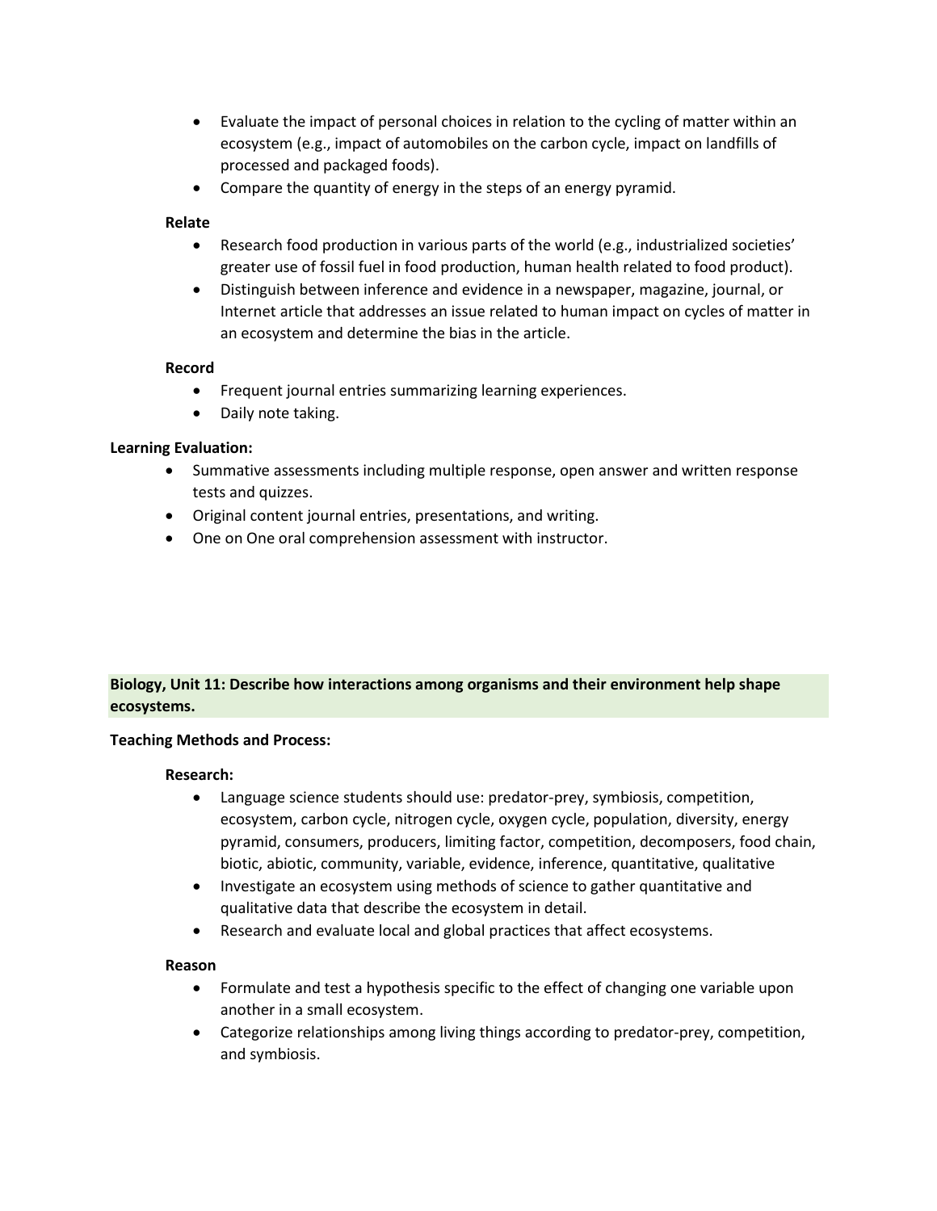- Evaluate the impact of personal choices in relation to the cycling of matter within an ecosystem (e.g., impact of automobiles on the carbon cycle, impact on landfills of processed and packaged foods).
- Compare the quantity of energy in the steps of an energy pyramid.

**Relate**

- Research food production in various parts of the world (e.g., industrialized societies' greater use of fossil fuel in food production, human health related to food product).
- Distinguish between inference and evidence in a newspaper, magazine, journal, or Internet article that addresses an issue related to human impact on cycles of matter in an ecosystem and determine the bias in the article.

**Record**

- Frequent journal entries summarizing learning experiences.
- Daily note taking.

**Learning Evaluation:**

- Summative assessments including multiple response, open answer and written response tests and quizzes.
- Original content journal entries, presentations, and writing.
- One on One oral comprehension assessment with instructor.

**Biology, Unit 11: Describe how interactions among organisms and their environment help shape ecosystems.**

**Teaching Methods and Process:**

**Research:**

- Language science students should use: predator-prey, symbiosis, competition, ecosystem, carbon cycle, nitrogen cycle, oxygen cycle, population, diversity, energy pyramid, consumers, producers, limiting factor, competition, decomposers, food chain, biotic, abiotic, community, variable, evidence, inference, quantitative, qualitative
- Investigate an ecosystem using methods of science to gather quantitative and qualitative data that describe the ecosystem in detail.
- Research and evaluate local and global practices that affect ecosystems.

**Reason**

- Formulate and test a hypothesis specific to the effect of changing one variable upon another in a small ecosystem.
- Categorize relationships among living things according to predator-prey, competition, and symbiosis.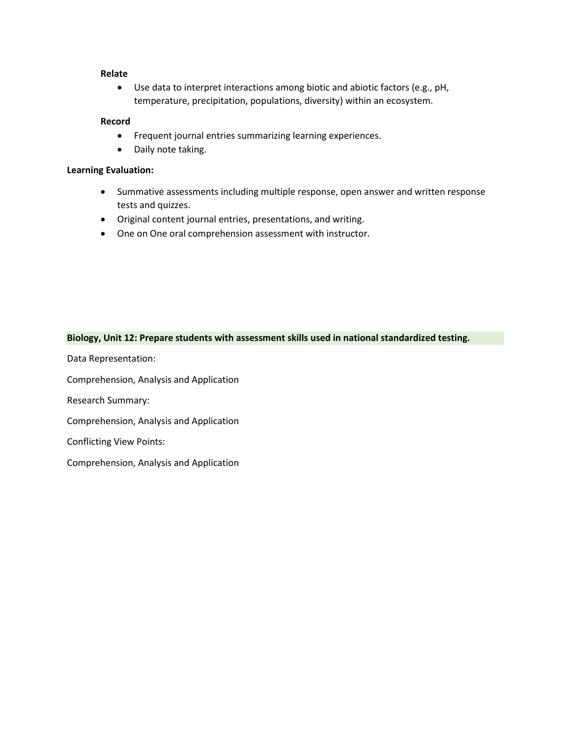**Relate**

- Use data to interpret interactions among biotic and abiotic factors (e.g., pH, temperature, precipitation, populations, diversity) within an ecosystem.

**Record**

- Frequent journal entries summarizing learning experiences.
- Daily note taking.

**Learning Evaluation:**

- Summative assessments including multiple response, open answer and written response tests and quizzes.
- Original content journal entries, presentations, and writing.
- One on One oral comprehension assessment with instructor.

**Biology, Unit 12: Prepare students with assessment skills used in national standardized testing.**

Data Representation:

Comprehension, Analysis and Application

Research Summary:

Comprehension, Analysis and Application

Conflicting View Points:

Comprehension, Analysis and Application